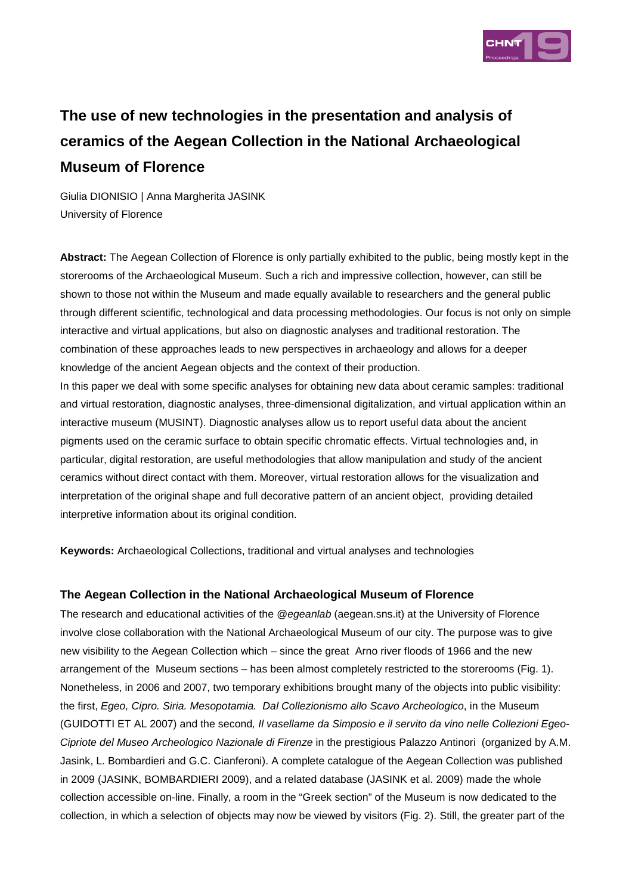# The use of new technologies in the presentation and analysis of ceramics of the Aegean Collection in the National Archaeological Museum of Florence

Giulia DIONISIO | Anna Margherita JASINK
University of Florence

**Abstract:** The Aegean Collection of Florence is only partially exhibited to the public, being mostly kept in the storerooms of the Archaeological Museum. Such a rich and impressive collection, however, can still be shown to those not within the Museum and made equally available to researchers and the general public through different scientific, technological and data processing methodologies. Our focus is not only on simple interactive and virtual applications, but also on diagnostic analyses and traditional restoration. The combination of these approaches leads to new perspectives in archaeology and allows for a deeper knowledge of the ancient Aegean objects and the context of their production.
In this paper we deal with some specific analyses for obtaining new data about ceramic samples: traditional and virtual restoration, diagnostic analyses, three-dimensional digitalization, and virtual application within an interactive museum (MUSINT). Diagnostic analyses allow us to report useful data about the ancient pigments used on the ceramic surface to obtain specific chromatic effects. Virtual technologies and, in particular, digital restoration, are useful methodologies that allow manipulation and study of the ancient ceramics without direct contact with them. Moreover, virtual restoration allows for the visualization and interpretation of the original shape and full decorative pattern of an ancient object, providing detailed interpretive information about its original condition.

**Keywords:** Archaeological Collections, traditional and virtual analyses and technologies

## The Aegean Collection in the National Archaeological Museum of Florence

The research and educational activities of the *@egeanlab* (aegean.sns.it) at the University of Florence involve close collaboration with the National Archaeological Museum of our city. The purpose was to give new visibility to the Aegean Collection which – since the great Arno river floods of 1966 and the new arrangement of the Museum sections – has been almost completely restricted to the storerooms (Fig. 1). Nonetheless, in 2006 and 2007, two temporary exhibitions brought many of the objects into public visibility: the first, *Egeo, Cipro. Siria. Mesopotamia. Dal Collezionismo allo Scavo Archeologico*, in the Museum (GUIDOTTI ET AL 2007) and the second*, Il vasellame da Simposio e il servito da vino nelle Collezioni Egeo-Cipriote del Museo Archeologico Nazionale di Firenze* in the prestigious Palazzo Antinori (organized by A.M. Jasink, L. Bombardieri and G.C. Cianferoni). A complete catalogue of the Aegean Collection was published in 2009 (JASINK, BOMBARDIERI 2009), and a related database (JASINK et al. 2009) made the whole collection accessible on-line. Finally, a room in the "Greek section" of the Museum is now dedicated to the collection, in which a selection of objects may now be viewed by visitors (Fig. 2). Still, the greater part of the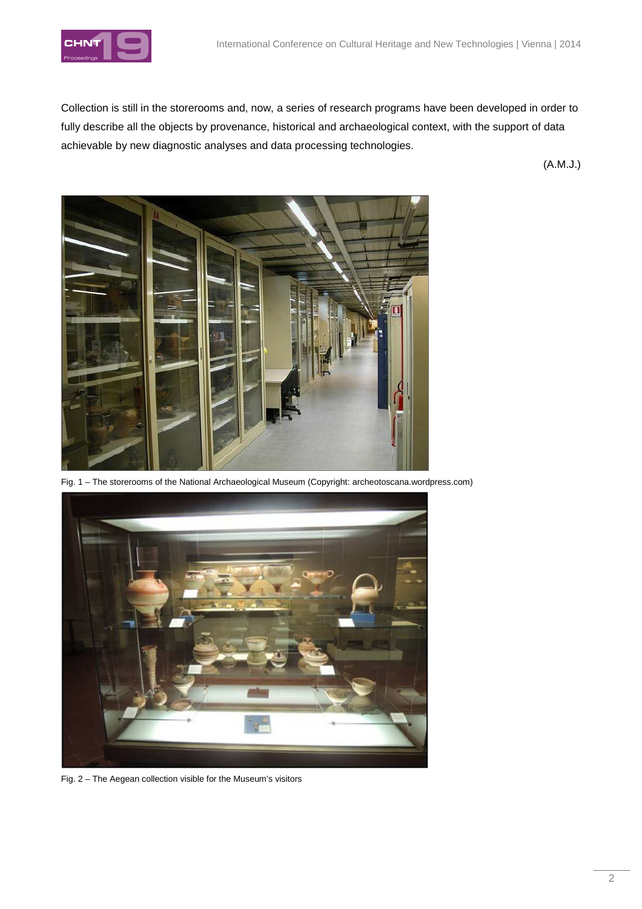Collection is still in the storerooms and, now, a series of research programs have been developed in order to fully describe all the objects by provenance, historical and archaeological context, with the support of data achievable by new diagnostic analyses and data processing technologies.

(A.M.J.)

Fig. 1 – The storerooms of the National Archaeological Museum (Copyright: archeotoscana.wordpress.com)

Fig. 2 – The Aegean collection visible for the Museum's visitors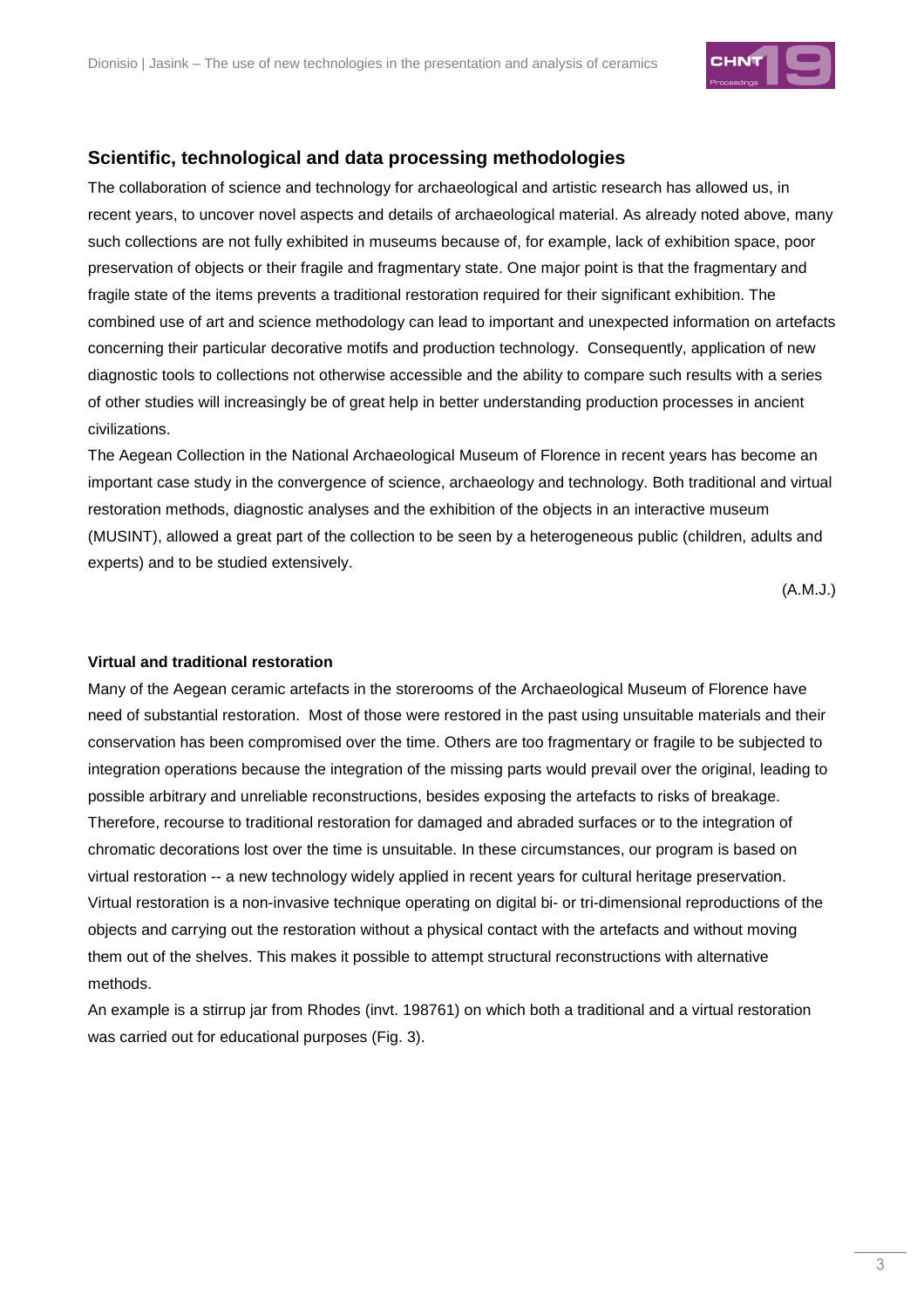## Scientific, technological and data processing methodologies

The collaboration of science and technology for archaeological and artistic research has allowed us, in recent years, to uncover novel aspects and details of archaeological material. As already noted above, many such collections are not fully exhibited in museums because of, for example, lack of exhibition space, poor preservation of objects or their fragile and fragmentary state. One major point is that the fragmentary and fragile state of the items prevents a traditional restoration required for their significant exhibition. The combined use of art and science methodology can lead to important and unexpected information on artefacts concerning their particular decorative motifs and production technology. Consequently, application of new diagnostic tools to collections not otherwise accessible and the ability to compare such results with a series of other studies will increasingly be of great help in better understanding production processes in ancient civilizations.

The Aegean Collection in the National Archaeological Museum of Florence in recent years has become an important case study in the convergence of science, archaeology and technology. Both traditional and virtual restoration methods, diagnostic analyses and the exhibition of the objects in an interactive museum (MUSINT), allowed a great part of the collection to be seen by a heterogeneous public (children, adults and experts) and to be studied extensively.

(A.M.J.)

#### Virtual and traditional restoration

Many of the Aegean ceramic artefacts in the storerooms of the Archaeological Museum of Florence have need of substantial restoration. Most of those were restored in the past using unsuitable materials and their conservation has been compromised over the time. Others are too fragmentary or fragile to be subjected to integration operations because the integration of the missing parts would prevail over the original, leading to possible arbitrary and unreliable reconstructions, besides exposing the artefacts to risks of breakage. Therefore, recourse to traditional restoration for damaged and abraded surfaces or to the integration of chromatic decorations lost over the time is unsuitable. In these circumstances, our program is based on virtual restoration -- a new technology widely applied in recent years for cultural heritage preservation. Virtual restoration is a non-invasive technique operating on digital bi- or tri-dimensional reproductions of the objects and carrying out the restoration without a physical contact with the artefacts and without moving them out of the shelves. This makes it possible to attempt structural reconstructions with alternative methods.

An example is a stirrup jar from Rhodes (invt. 198761) on which both a traditional and a virtual restoration was carried out for educational purposes (Fig. 3).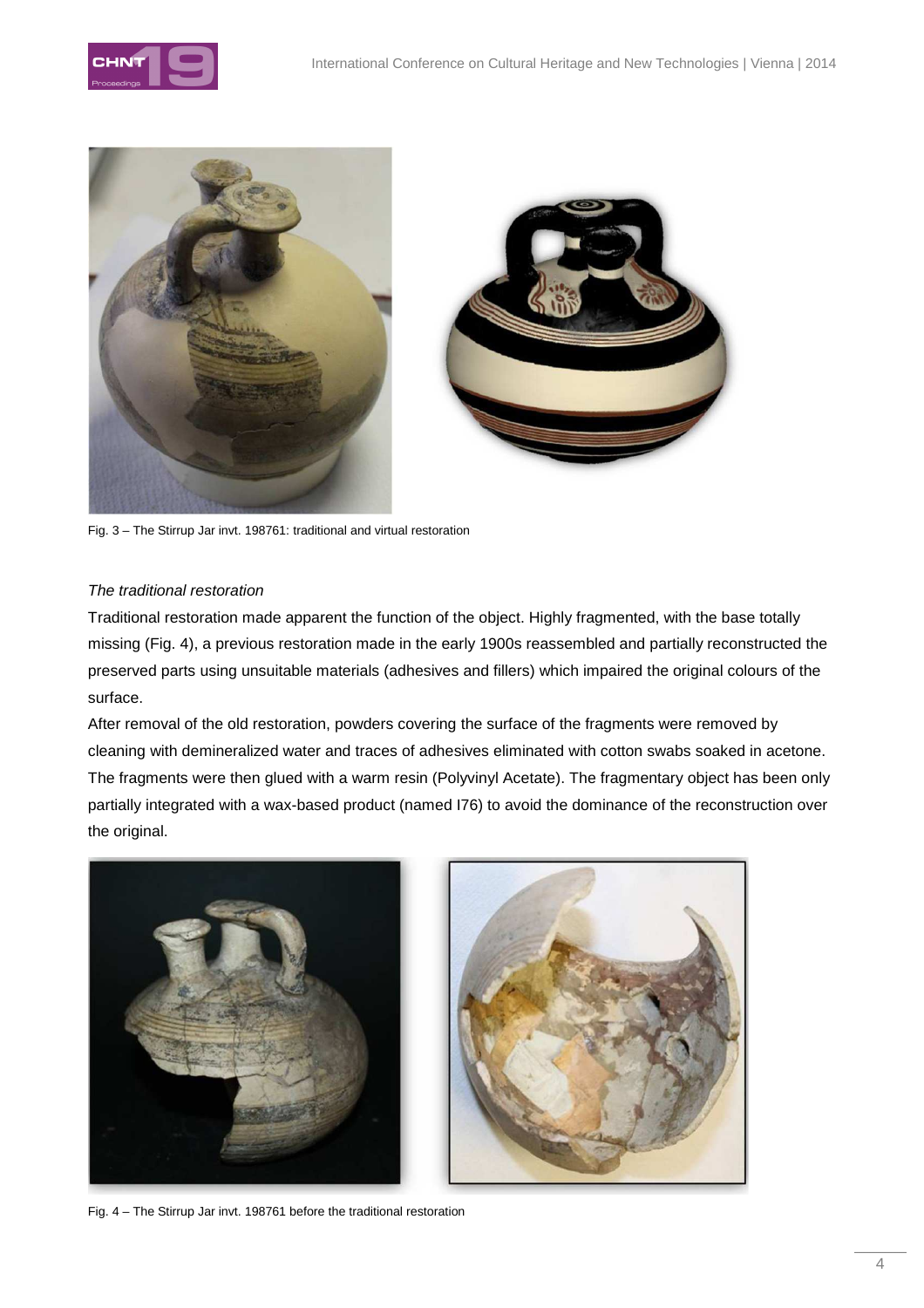Fig. 3 – The Stirrup Jar invt. 198761: traditional and virtual restoration

*The traditional restoration*

Traditional restoration made apparent the function of the object. Highly fragmented, with the base totally missing (Fig. 4), a previous restoration made in the early 1900s reassembled and partially reconstructed the preserved parts using unsuitable materials (adhesives and fillers) which impaired the original colours of the surface.

After removal of the old restoration, powders covering the surface of the fragments were removed by cleaning with demineralized water and traces of adhesives eliminated with cotton swabs soaked in acetone. The fragments were then glued with a warm resin (Polyvinyl Acetate). The fragmentary object has been only partially integrated with a wax-based product (named I76) to avoid the dominance of the reconstruction over the original.

Fig. 4 – The Stirrup Jar invt. 198761 before the traditional restoration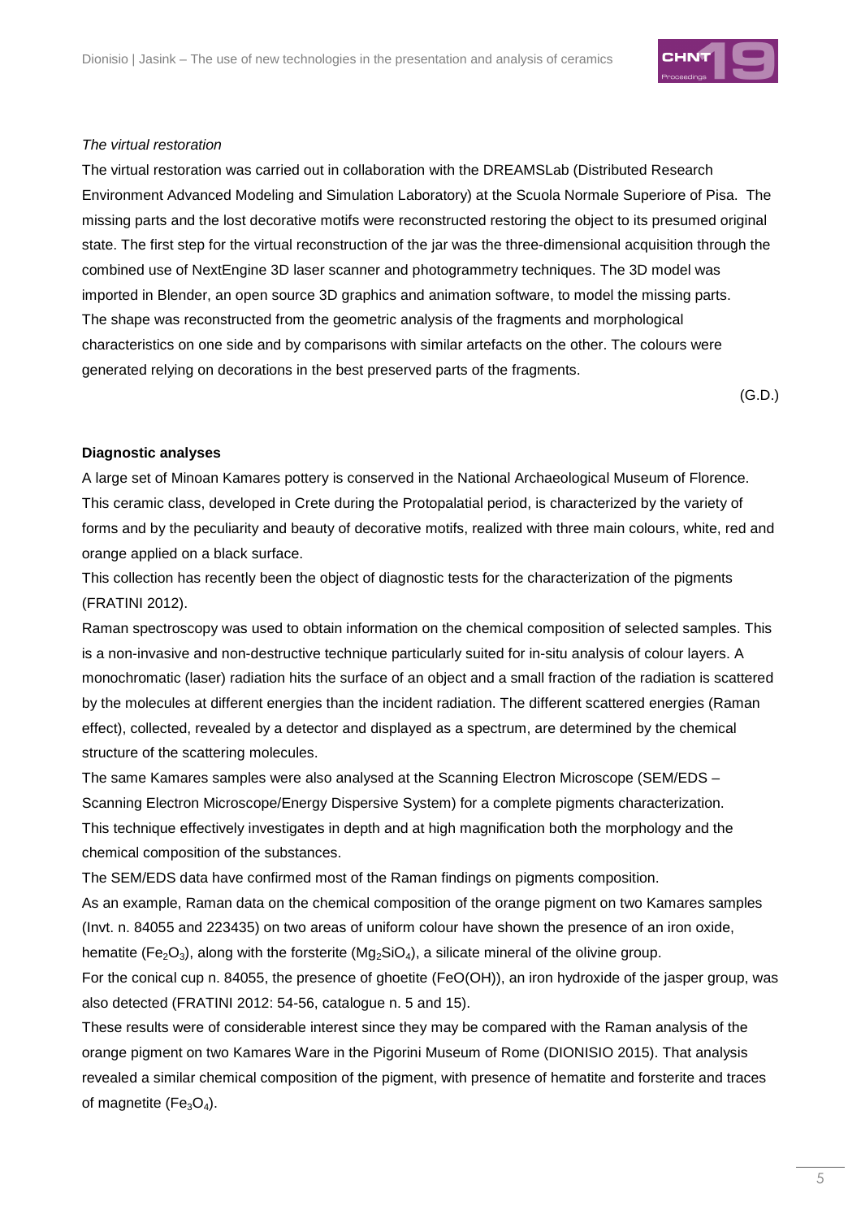*The virtual restoration*

The virtual restoration was carried out in collaboration with the DREAMSLab (Distributed Research Environment Advanced Modeling and Simulation Laboratory) at the Scuola Normale Superiore of Pisa. The missing parts and the lost decorative motifs were reconstructed restoring the object to its presumed original state. The first step for the virtual reconstruction of the jar was the three-dimensional acquisition through the combined use of NextEngine 3D laser scanner and photogrammetry techniques. The 3D model was imported in Blender, an open source 3D graphics and animation software, to model the missing parts. The shape was reconstructed from the geometric analysis of the fragments and morphological characteristics on one side and by comparisons with similar artefacts on the other. The colours were generated relying on decorations in the best preserved parts of the fragments.

(G.D.)

**Diagnostic analyses**

A large set of Minoan Kamares pottery is conserved in the National Archaeological Museum of Florence. This ceramic class, developed in Crete during the Protopalatial period, is characterized by the variety of forms and by the peculiarity and beauty of decorative motifs, realized with three main colours, white, red and orange applied on a black surface.

This collection has recently been the object of diagnostic tests for the characterization of the pigments (FRATINI 2012).

Raman spectroscopy was used to obtain information on the chemical composition of selected samples. This is a non-invasive and non-destructive technique particularly suited for in-situ analysis of colour layers. A monochromatic (laser) radiation hits the surface of an object and a small fraction of the radiation is scattered by the molecules at different energies than the incident radiation. The different scattered energies (Raman effect), collected, revealed by a detector and displayed as a spectrum, are determined by the chemical structure of the scattering molecules.

The same Kamares samples were also analysed at the Scanning Electron Microscope (SEM/EDS – Scanning Electron Microscope/Energy Dispersive System) for a complete pigments characterization. This technique effectively investigates in depth and at high magnification both the morphology and the chemical composition of the substances.

The SEM/EDS data have confirmed most of the Raman findings on pigments composition.

As an example, Raman data on the chemical composition of the orange pigment on two Kamares samples (Invt. n. 84055 and 223435) on two areas of uniform colour have shown the presence of an iron oxide, hematite ($Fe_2O_3$), along with the forsterite ($Mg_2SiO_4$), a silicate mineral of the olivine group.

For the conical cup n. 84055, the presence of ghoetite ($FeO(OH)$), an iron hydroxide of the jasper group, was also detected (FRATINI 2012: 54-56, catalogue n. 5 and 15).

These results were of considerable interest since they may be compared with the Raman analysis of the orange pigment on two Kamares Ware in the Pigorini Museum of Rome (DIONISIO 2015). That analysis revealed a similar chemical composition of the pigment, with presence of hematite and forsterite and traces of magnetite ($Fe_3O_4$).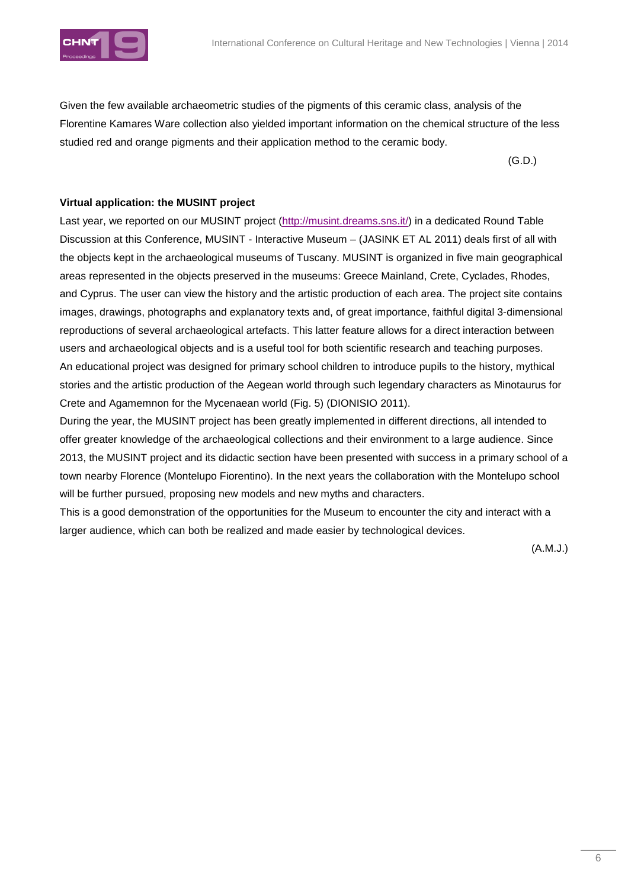Given the few available archaeometric studies of the pigments of this ceramic class, analysis of the Florentine Kamares Ware collection also yielded important information on the chemical structure of the less studied red and orange pigments and their application method to the ceramic body.

(G.D.)

**Virtual application: the MUSINT project**

Last year, we reported on our MUSINT project (http://musint.dreams.sns.it/) in a dedicated Round Table Discussion at this Conference, MUSINT - Interactive Museum – (JASINK ET AL 2011) deals first of all with the objects kept in the archaeological museums of Tuscany. MUSINT is organized in five main geographical areas represented in the objects preserved in the museums: Greece Mainland, Crete, Cyclades, Rhodes, and Cyprus. The user can view the history and the artistic production of each area. The project site contains images, drawings, photographs and explanatory texts and, of great importance, faithful digital 3-dimensional reproductions of several archaeological artefacts. This latter feature allows for a direct interaction between users and archaeological objects and is a useful tool for both scientific research and teaching purposes. An educational project was designed for primary school children to introduce pupils to the history, mythical stories and the artistic production of the Aegean world through such legendary characters as Minotaurus for Crete and Agamemnon for the Mycenaean world (Fig. 5) (DIONISIO 2011).

During the year, the MUSINT project has been greatly implemented in different directions, all intended to offer greater knowledge of the archaeological collections and their environment to a large audience. Since 2013, the MUSINT project and its didactic section have been presented with success in a primary school of a town nearby Florence (Montelupo Fiorentino). In the next years the collaboration with the Montelupo school will be further pursued, proposing new models and new myths and characters.

This is a good demonstration of the opportunities for the Museum to encounter the city and interact with a larger audience, which can both be realized and made easier by technological devices.

(A.M.J.)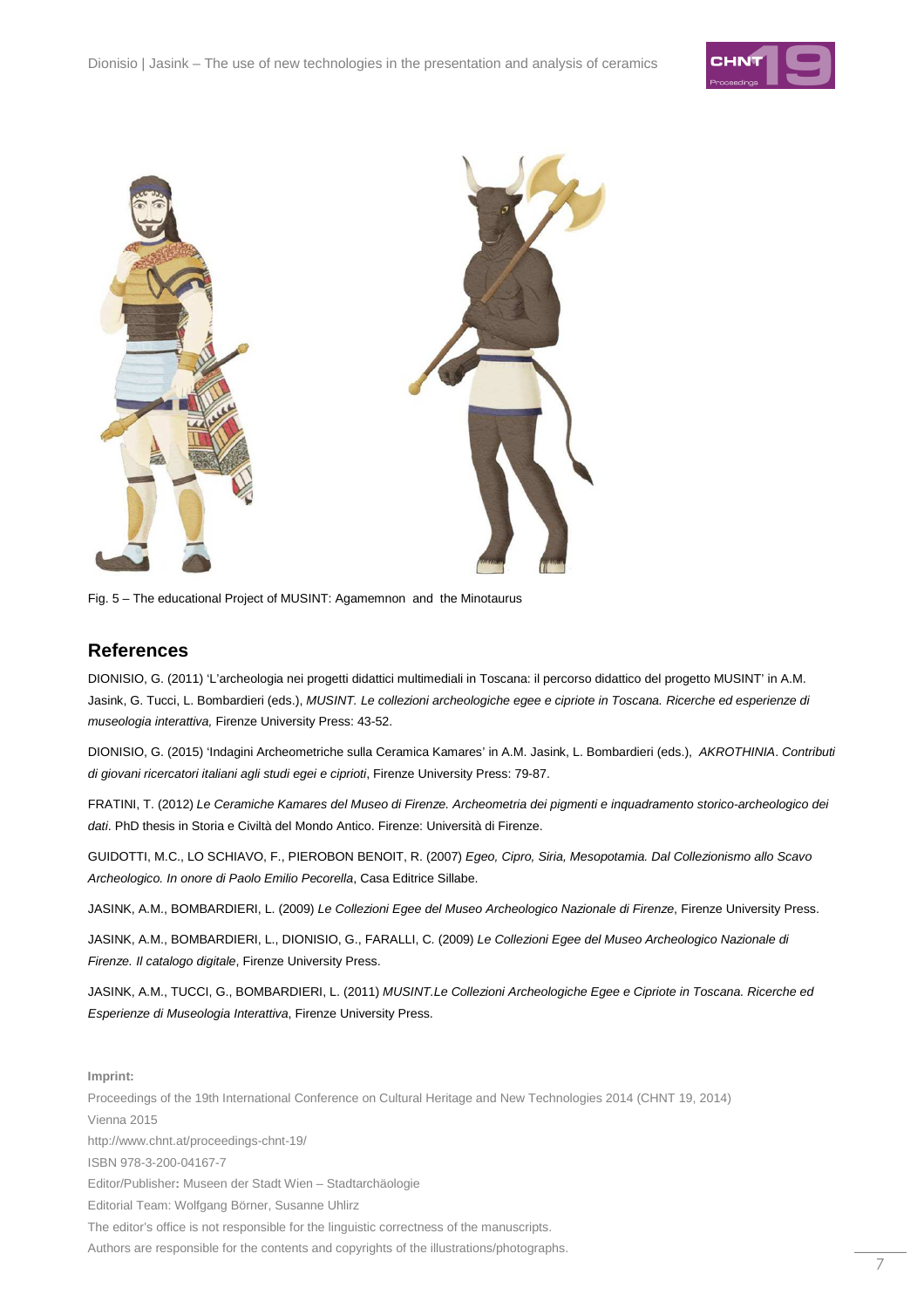Fig. 5 – The educational Project of MUSINT: Agamemnon and the Minotaurus

## References

DIONISIO, G. (2011) 'L'archeologia nei progetti didattici multimediali in Toscana: il percorso didattico del progetto MUSINT' in A.M. Jasink, G. Tucci, L. Bombardieri (eds.), *MUSINT. Le collezioni archeologiche egee e cipriote in Toscana. Ricerche ed esperienze di museologia interattiva,* Firenze University Press: 43-52.

DIONISIO, G. (2015) 'Indagini Archeometriche sulla Ceramica Kamares' in A.M. Jasink, L. Bombardieri (eds.), *AKROTHINIA. Contributi di giovani ricercatori italiani agli studi egei e ciprioti*, Firenze University Press: 79-87.

FRATINI, T. (2012) *Le Ceramiche Kamares del Museo di Firenze. Archeometria dei pigmenti e inquadramento storico-archeologico dei dati*. PhD thesis in Storia e Civiltà del Mondo Antico. Firenze: Università di Firenze.

GUIDOTTI, M.C., LO SCHIAVO, F., PIEROBON BENOIT, R. (2007) *Egeo, Cipro, Siria, Mesopotamia. Dal Collezionismo allo Scavo Archeologico. In onore di Paolo Emilio Pecorella*, Casa Editrice Sillabe.

JASINK, A.M., BOMBARDIERI, L. (2009) *Le Collezioni Egee del Museo Archeologico Nazionale di Firenze*, Firenze University Press.

JASINK, A.M., BOMBARDIERI, L., DIONISIO, G., FARALLI, C. (2009) *Le Collezioni Egee del Museo Archeologico Nazionale di Firenze. Il catalogo digitale*, Firenze University Press.

JASINK, A.M., TUCCI, G., BOMBARDIERI, L. (2011) *MUSINT.Le Collezioni Archeologiche Egee e Cipriote in Toscana. Ricerche ed Esperienze di Museologia Interattiva*, Firenze University Press.

**Imprint:**

Proceedings of the 19th International Conference on Cultural Heritage and New Technologies 2014 (CHNT 19, 2014)

Vienna 2015

http://www.chnt.at/proceedings-chnt-19/

ISBN 978-3-200-04167-7

Editor/Publisher**:** Museen der Stadt Wien – Stadtarchäologie

Editorial Team: Wolfgang Börner, Susanne Uhlirz

The editor's office is not responsible for the linguistic correctness of the manuscripts.

Authors are responsible for the contents and copyrights of the illustrations/photographs.